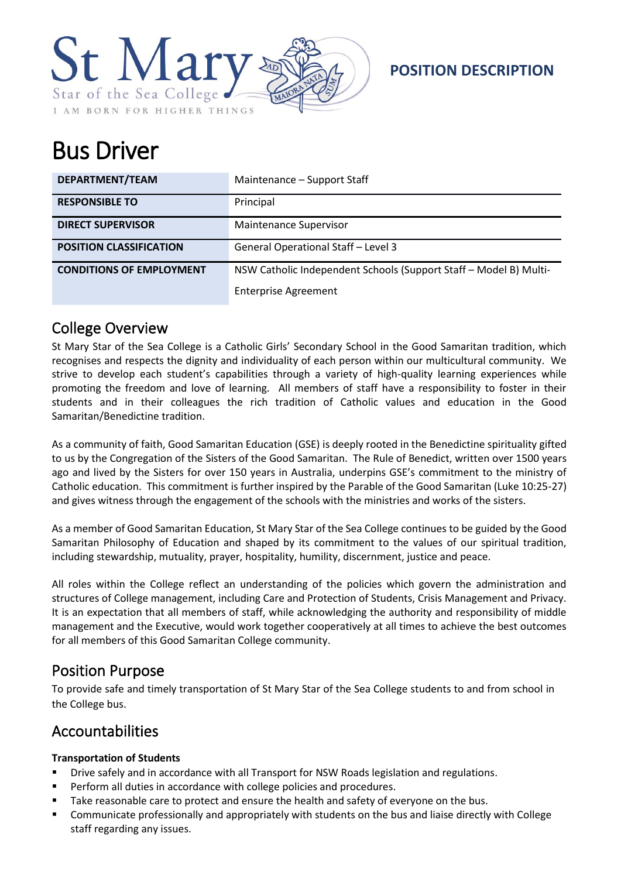St Mary Star of the Sea College

I AM BORN FOR HIGHER THINGS

**POSITION DESCRIPTION**

# Bus Driver

| | |
|---|---|
| **DEPARTMENT/TEAM** | Maintenance – Support Staff |
| **RESPONSIBLE TO** | Principal |
| **DIRECT SUPERVISOR** | Maintenance Supervisor |
| **POSITION CLASSIFICATION** | General Operational Staff – Level 3 |
| **CONDITIONS OF EMPLOYMENT** | NSW Catholic Independent Schools (Support Staff – Model B) Multi-Enterprise Agreement |

## College Overview

St Mary Star of the Sea College is a Catholic Girls' Secondary School in the Good Samaritan tradition, which recognises and respects the dignity and individuality of each person within our multicultural community. We strive to develop each student's capabilities through a variety of high-quality learning experiences while promoting the freedom and love of learning. All members of staff have a responsibility to foster in their students and in their colleagues the rich tradition of Catholic values and education in the Good Samaritan/Benedictine tradition.

As a community of faith, Good Samaritan Education (GSE) is deeply rooted in the Benedictine spirituality gifted to us by the Congregation of the Sisters of the Good Samaritan. The Rule of Benedict, written over 1500 years ago and lived by the Sisters for over 150 years in Australia, underpins GSE's commitment to the ministry of Catholic education. This commitment is further inspired by the Parable of the Good Samaritan (Luke 10:25-27) and gives witness through the engagement of the schools with the ministries and works of the sisters.

As a member of Good Samaritan Education, St Mary Star of the Sea College continues to be guided by the Good Samaritan Philosophy of Education and shaped by its commitment to the values of our spiritual tradition, including stewardship, mutuality, prayer, hospitality, humility, discernment, justice and peace.

All roles within the College reflect an understanding of the policies which govern the administration and structures of College management, including Care and Protection of Students, Crisis Management and Privacy. It is an expectation that all members of staff, while acknowledging the authority and responsibility of middle management and the Executive, would work together cooperatively at all times to achieve the best outcomes for all members of this Good Samaritan College community.

## Position Purpose

To provide safe and timely transportation of St Mary Star of the Sea College students to and from school in the College bus.

## Accountabilities

**Transportation of Students**

- Drive safely and in accordance with all Transport for NSW Roads legislation and regulations.
- Perform all duties in accordance with college policies and procedures.
- Take reasonable care to protect and ensure the health and safety of everyone on the bus.
- Communicate professionally and appropriately with students on the bus and liaise directly with College staff regarding any issues.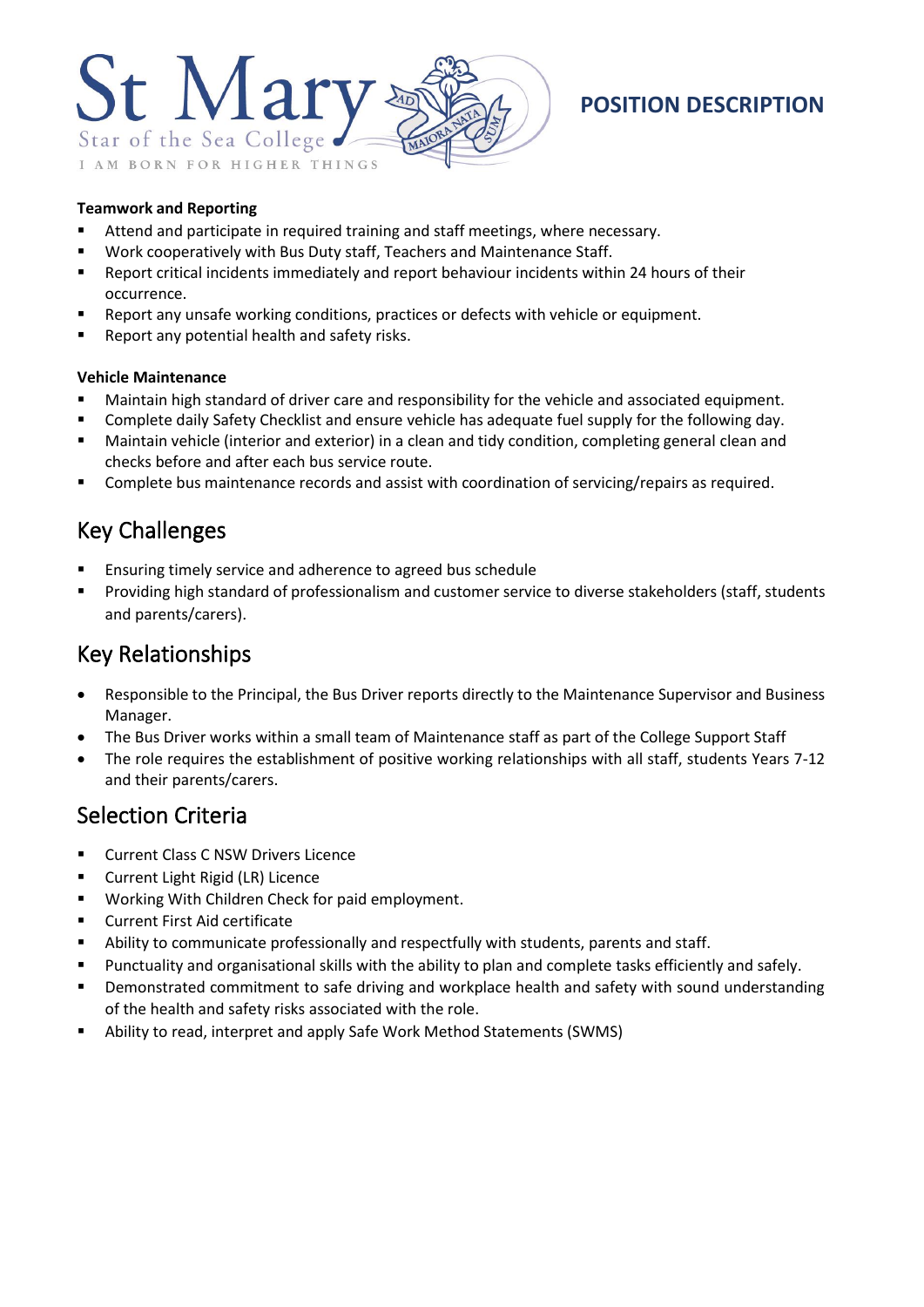**Teamwork and Reporting**

- Attend and participate in required training and staff meetings, where necessary.
- Work cooperatively with Bus Duty staff, Teachers and Maintenance Staff.
- Report critical incidents immediately and report behaviour incidents within 24 hours of their occurrence.
- Report any unsafe working conditions, practices or defects with vehicle or equipment.
- Report any potential health and safety risks.

**Vehicle Maintenance**

- Maintain high standard of driver care and responsibility for the vehicle and associated equipment.
- Complete daily Safety Checklist and ensure vehicle has adequate fuel supply for the following day.
- Maintain vehicle (interior and exterior) in a clean and tidy condition, completing general clean and checks before and after each bus service route.
- Complete bus maintenance records and assist with coordination of servicing/repairs as required.

## Key Challenges

- Ensuring timely service and adherence to agreed bus schedule
- Providing high standard of professionalism and customer service to diverse stakeholders (staff, students and parents/carers).

## Key Relationships

- Responsible to the Principal, the Bus Driver reports directly to the Maintenance Supervisor and Business Manager.
- The Bus Driver works within a small team of Maintenance staff as part of the College Support Staff
- The role requires the establishment of positive working relationships with all staff, students Years 7-12 and their parents/carers.

## Selection Criteria

- Current Class C NSW Drivers Licence
- Current Light Rigid (LR) Licence
- Working With Children Check for paid employment.
- Current First Aid certificate
- Ability to communicate professionally and respectfully with students, parents and staff.
- Punctuality and organisational skills with the ability to plan and complete tasks efficiently and safely.
- Demonstrated commitment to safe driving and workplace health and safety with sound understanding of the health and safety risks associated with the role.
- Ability to read, interpret and apply Safe Work Method Statements (SWMS)